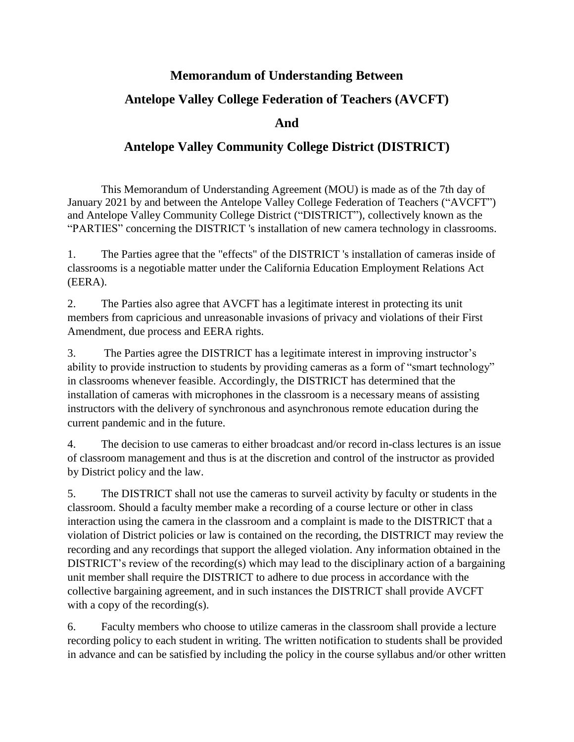# Memorandum of Understanding Between

# Antelope Valley College Federation of Teachers (AVCFT)

# And

# Antelope Valley Community College District (DISTRICT)

This Memorandum of Understanding Agreement (MOU) is made as of the 7th day of January 2021 by and between the Antelope Valley College Federation of Teachers ("AVCFT") and Antelope Valley Community College District ("DISTRICT"), collectively known as the "PARTIES" concerning the DISTRICT 's installation of new camera technology in classrooms.

1. The Parties agree that the "effects" of the DISTRICT 's installation of cameras inside of classrooms is a negotiable matter under the California Education Employment Relations Act (EERA).

2. The Parties also agree that AVCFT has a legitimate interest in protecting its unit members from capricious and unreasonable invasions of privacy and violations of their First Amendment, due process and EERA rights.

3. The Parties agree the DISTRICT has a legitimate interest in improving instructor's ability to provide instruction to students by providing cameras as a form of "smart technology" in classrooms whenever feasible. Accordingly, the DISTRICT has determined that the installation of cameras with microphones in the classroom is a necessary means of assisting instructors with the delivery of synchronous and asynchronous remote education during the current pandemic and in the future.

4. The decision to use cameras to either broadcast and/or record in-class lectures is an issue of classroom management and thus is at the discretion and control of the instructor as provided by District policy and the law.

5. The DISTRICT shall not use the cameras to surveil activity by faculty or students in the classroom. Should a faculty member make a recording of a course lecture or other in class interaction using the camera in the classroom and a complaint is made to the DISTRICT that a violation of District policies or law is contained on the recording, the DISTRICT may review the recording and any recordings that support the alleged violation. Any information obtained in the DISTRICT's review of the recording(s) which may lead to the disciplinary action of a bargaining unit member shall require the DISTRICT to adhere to due process in accordance with the collective bargaining agreement, and in such instances the DISTRICT shall provide AVCFT with a copy of the recording(s).

6. Faculty members who choose to utilize cameras in the classroom shall provide a lecture recording policy to each student in writing. The written notification to students shall be provided in advance and can be satisfied by including the policy in the course syllabus and/or other written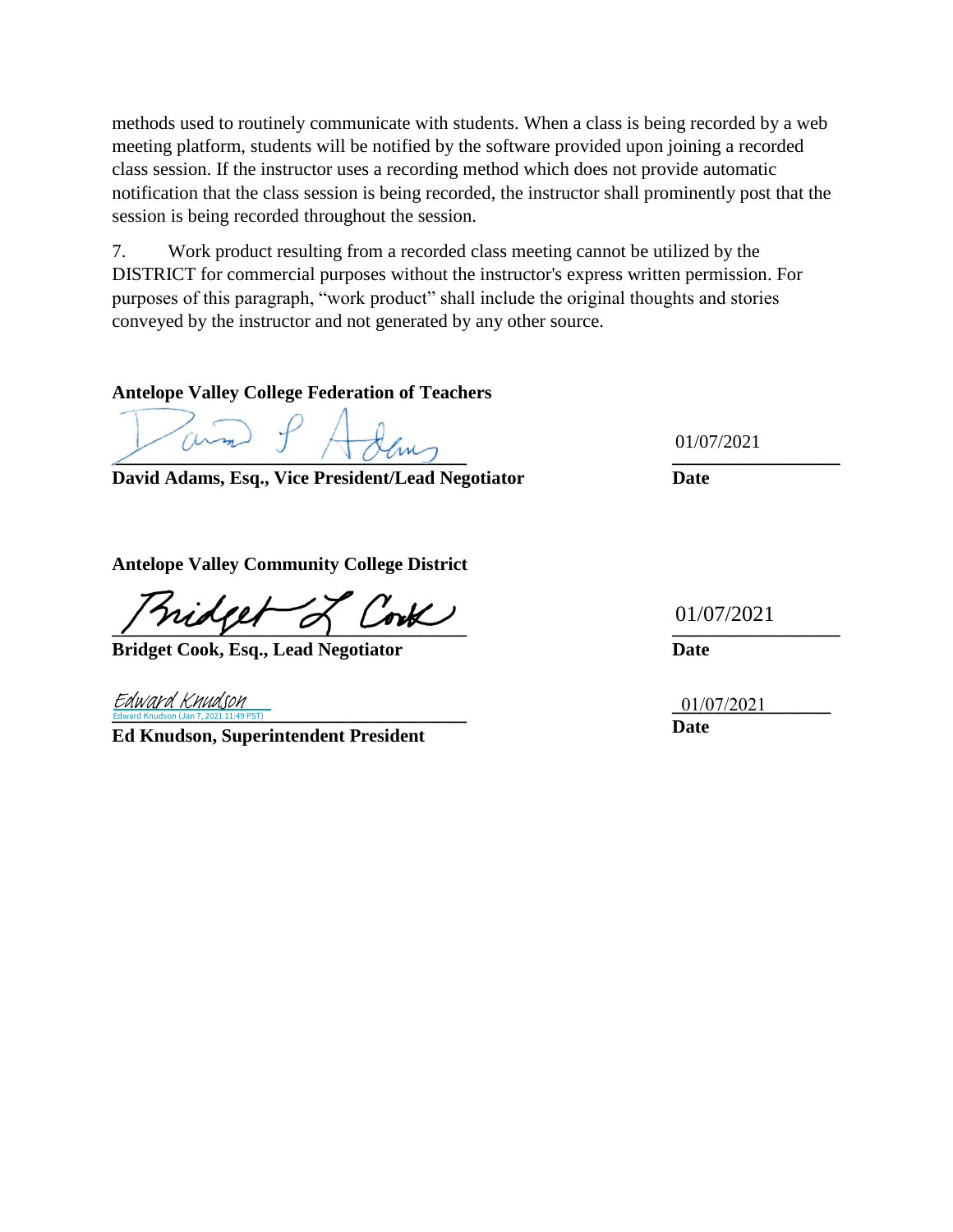methods used to routinely communicate with students. When a class is being recorded by a web meeting platform, students will be notified by the software provided upon joining a recorded class session. If the instructor uses a recording method which does not provide automatic notification that the class session is being recorded, the instructor shall prominently post that the session is being recorded throughout the session.

7. Work product resulting from a recorded class meeting cannot be utilized by the DISTRICT for commercial purposes without the instructor's express written permission. For purposes of this paragraph, "work product" shall include the original thoughts and stories conveyed by the instructor and not generated by any other source.

**Antelope Valley College Federation of Teachers**

David P Adams _______________ 01/07/2021

**David Adams, Esq., Vice President/Lead Negotiator** **Date**

**Antelope Valley Community College District**

Bridget L Cook _______________ 01/07/2021

**Bridget Cook, Esq., Lead Negotiator** **Date**

Edward Knudson
Edward Knudson (Jan 7, 2021 11:49 PST) _______________ 01/07/2021

**Ed Knudson, Superintendent President** **Date**